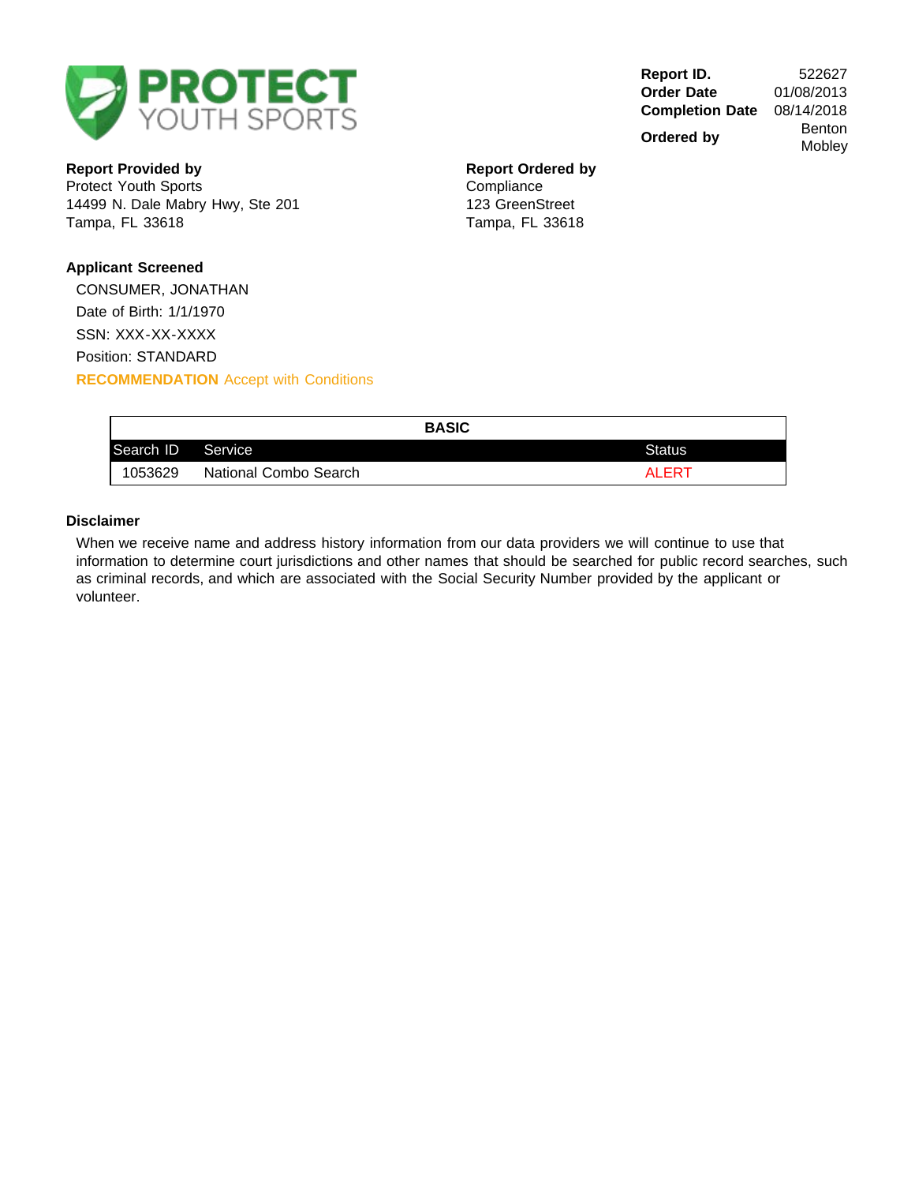# PROTECT YOUTH SPORTS

| | |
|---|---|
| **Report ID.** | 522627 |
| **Order Date** | 01/08/2013 |
| **Completion Date** | 08/14/2018 |
| **Ordered by** | Benton Mobley |

**Report Provided by**
Protect Youth Sports
14499 N. Dale Mabry Hwy, Ste 201
Tampa, FL 33618

**Report Ordered by**
Compliance
123 GreenStreet
Tampa, FL 33618

**Applicant Screened**

CONSUMER, JONATHAN
Date of Birth: 1/1/1970
SSN: XXX-XX-XXXX
Position: STANDARD
**RECOMMENDATION** Accept with Conditions

**BASIC**

| Search ID | Service | Status |
|---|---|---|
| 1053629 | National Combo Search | ALERT |

**Disclaimer**

When we receive name and address history information from our data providers we will continue to use that information to determine court jurisdictions and other names that should be searched for public record searches, such as criminal records, and which are associated with the Social Security Number provided by the applicant or volunteer.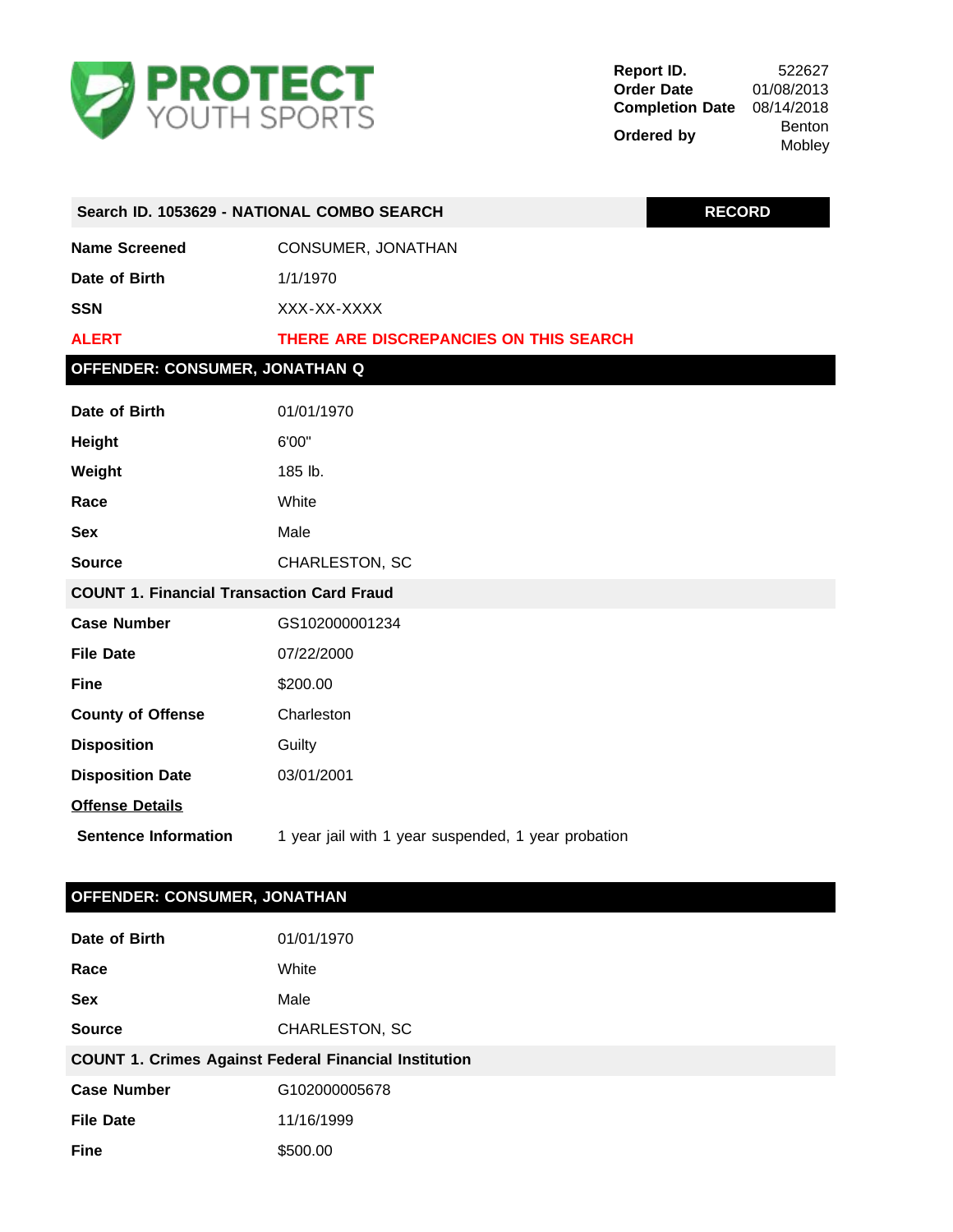**PROTECT YOUTH SPORTS**

| | |
|---|---|
| **Report ID.** | 522627 |
| **Order Date** | 01/08/2013 |
| **Completion Date** | 08/14/2018 |
| **Ordered by** | Benton Mobley |

## Search ID. 1053629 - NATIONAL COMBO SEARCH — RECORD

| | |
|---|---|
| **Name Screened** | CONSUMER, JONATHAN |
| **Date of Birth** | 1/1/1970 |
| **SSN** | XXX-XX-XXXX |
| **ALERT** | THERE ARE DISCREPANCIES ON THIS SEARCH |

## OFFENDER: CONSUMER, JONATHAN Q

| | |
|---|---|
| **Date of Birth** | 01/01/1970 |
| **Height** | 6'00" |
| **Weight** | 185 lb. |
| **Race** | White |
| **Sex** | Male |
| **Source** | CHARLESTON, SC |

### COUNT 1. Financial Transaction Card Fraud

| | |
|---|---|
| **Case Number** | GS102000001234 |
| **File Date** | 07/22/2000 |
| **Fine** | $200.00 |
| **County of Offense** | Charleston |
| **Disposition** | Guilty |
| **Disposition Date** | 03/01/2001 |

**Offense Details**

| | |
|---|---|
| **Sentence Information** | 1 year jail with 1 year suspended, 1 year probation |

## OFFENDER: CONSUMER, JONATHAN

| | |
|---|---|
| **Date of Birth** | 01/01/1970 |
| **Race** | White |
| **Sex** | Male |
| **Source** | CHARLESTON, SC |

### COUNT 1. Crimes Against Federal Financial Institution

| | |
|---|---|
| **Case Number** | G102000005678 |
| **File Date** | 11/16/1999 |
| **Fine** | $500.00 |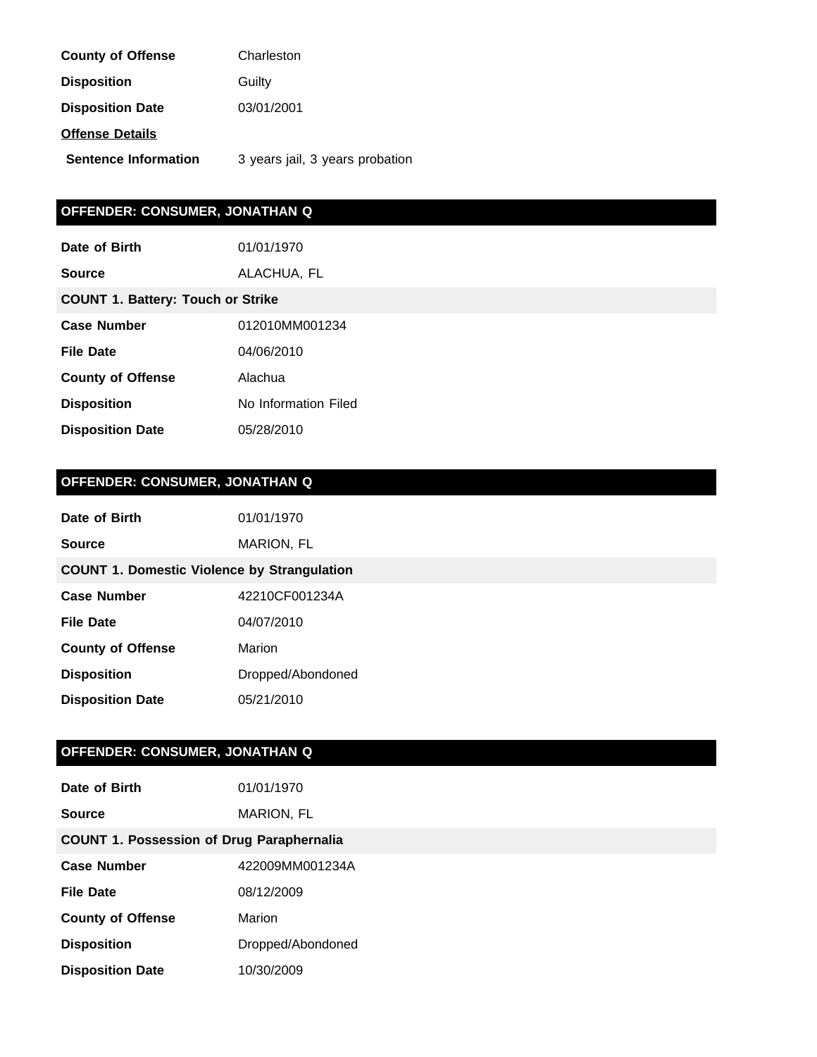| | |
|---|---|
| **County of Offense** | Charleston |
| **Disposition** | Guilty |
| **Disposition Date** | 03/01/2001 |

**Offense Details**

| | |
|---|---|
| **Sentence Information** | 3 years jail, 3 years probation |

## OFFENDER: CONSUMER, JONATHAN Q

| | |
|---|---|
| **Date of Birth** | 01/01/1970 |
| **Source** | ALACHUA, FL |

**COUNT 1. Battery: Touch or Strike**

| | |
|---|---|
| **Case Number** | 012010MM001234 |
| **File Date** | 04/06/2010 |
| **County of Offense** | Alachua |
| **Disposition** | No Information Filed |
| **Disposition Date** | 05/28/2010 |

## OFFENDER: CONSUMER, JONATHAN Q

| | |
|---|---|
| **Date of Birth** | 01/01/1970 |
| **Source** | MARION, FL |

**COUNT 1. Domestic Violence by Strangulation**

| | |
|---|---|
| **Case Number** | 42210CF001234A |
| **File Date** | 04/07/2010 |
| **County of Offense** | Marion |
| **Disposition** | Dropped/Abondoned |
| **Disposition Date** | 05/21/2010 |

## OFFENDER: CONSUMER, JONATHAN Q

| | |
|---|---|
| **Date of Birth** | 01/01/1970 |
| **Source** | MARION, FL |

**COUNT 1. Possession of Drug Paraphernalia**

| | |
|---|---|
| **Case Number** | 422009MM001234A |
| **File Date** | 08/12/2009 |
| **County of Offense** | Marion |
| **Disposition** | Dropped/Abondoned |
| **Disposition Date** | 10/30/2009 |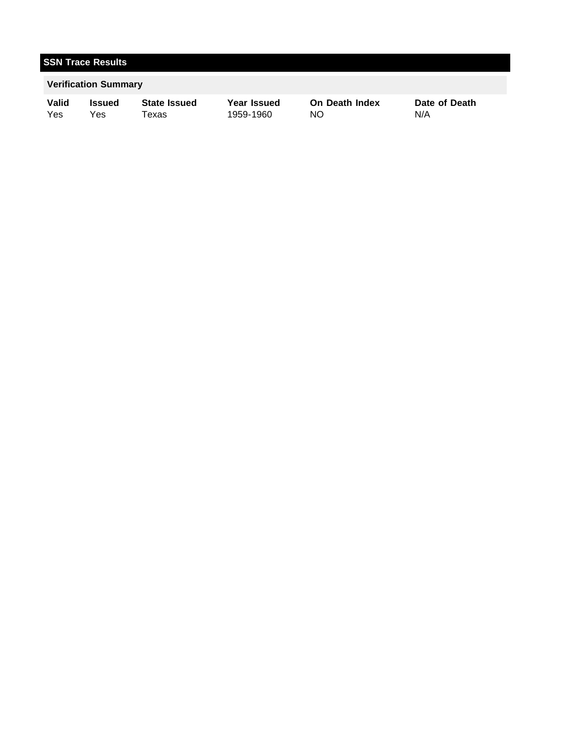## SSN Trace Results

### Verification Summary

| Valid | Issued | State Issued | Year Issued | On Death Index | Date of Death |
|---|---|---|---|---|---|
| Yes | Yes | Texas | 1959-1960 | NO | N/A |